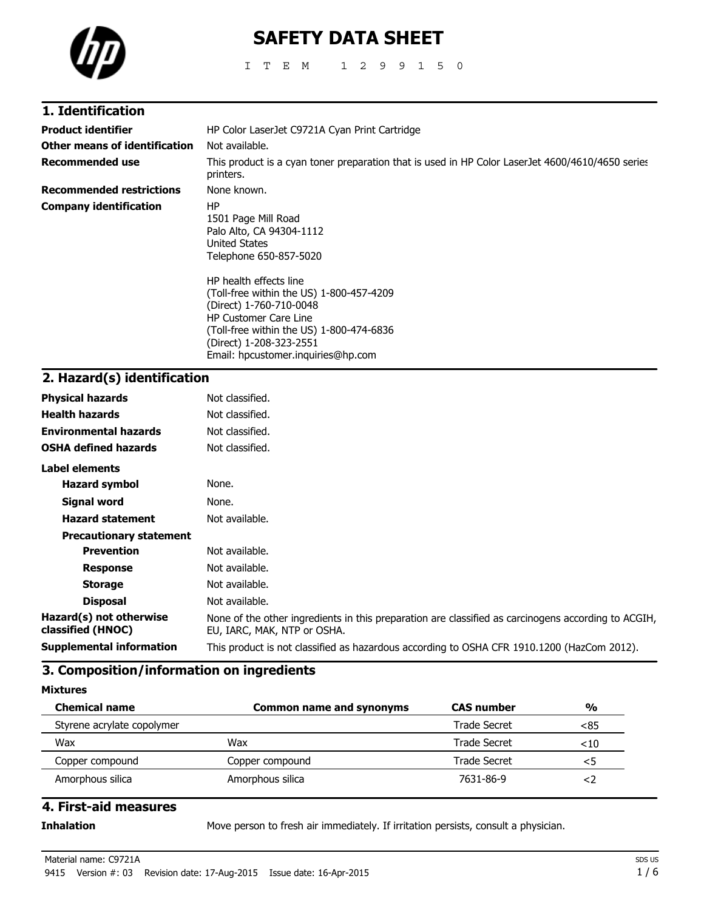# SAFETY DATA SHEET

I T E M 1 2 9 9 1 5 0

## 1. Identification

| | |
|---|---|
| **Product identifier** | HP Color LaserJet C9721A Cyan Print Cartridge |
| **Other means of identification** | Not available. |
| **Recommended use** | This product is a cyan toner preparation that is used in HP Color LaserJet 4600/4610/4650 series printers. |
| **Recommended restrictions** | None known. |
| **Company identification** | HP<br>1501 Page Mill Road<br>Palo Alto, CA 94304-1112<br>United States<br>Telephone 650-857-5020<br><br>HP health effects line<br>(Toll-free within the US) 1-800-457-4209<br>(Direct) 1-760-710-0048<br>HP Customer Care Line<br>(Toll-free within the US) 1-800-474-6836<br>(Direct) 1-208-323-2551<br>Email: hpcustomer.inquiries@hp.com |

## 2. Hazard(s) identification

| | |
|---|---|
| **Physical hazards** | Not classified. |
| **Health hazards** | Not classified. |
| **Environmental hazards** | Not classified. |
| **OSHA defined hazards** | Not classified. |

**Label elements**

| | |
|---|---|
| **Hazard symbol** | None. |
| **Signal word** | None. |
| **Hazard statement** | Not available. |

**Precautionary statement**

| | |
|---|---|
| **Prevention** | Not available. |
| **Response** | Not available. |
| **Storage** | Not available. |
| **Disposal** | Not available. |

| | |
|---|---|
| **Hazard(s) not otherwise classified (HNOC)** | None of the other ingredients in this preparation are classified as carcinogens according to ACGIH, EU, IARC, MAK, NTP or OSHA. |
| **Supplemental information** | This product is not classified as hazardous according to OSHA CFR 1910.1200 (HazCom 2012). |

## 3. Composition/information on ingredients

**Mixtures**

| Chemical name | Common name and synonyms | CAS number | % |
|---|---|---|---|
| Styrene acrylate copolymer | | Trade Secret | <85 |
| Wax | Wax | Trade Secret | <10 |
| Copper compound | Copper compound | Trade Secret | <5 |
| Amorphous silica | Amorphous silica | 7631-86-9 | <2 |

## 4. First-aid measures

| | |
|---|---|
| **Inhalation** | Move person to fresh air immediately. If irritation persists, consult a physician. |

Material name: C9721A

9415 Version #: 03 Revision date: 17-Aug-2015 Issue date: 16-Apr-2015

SDS US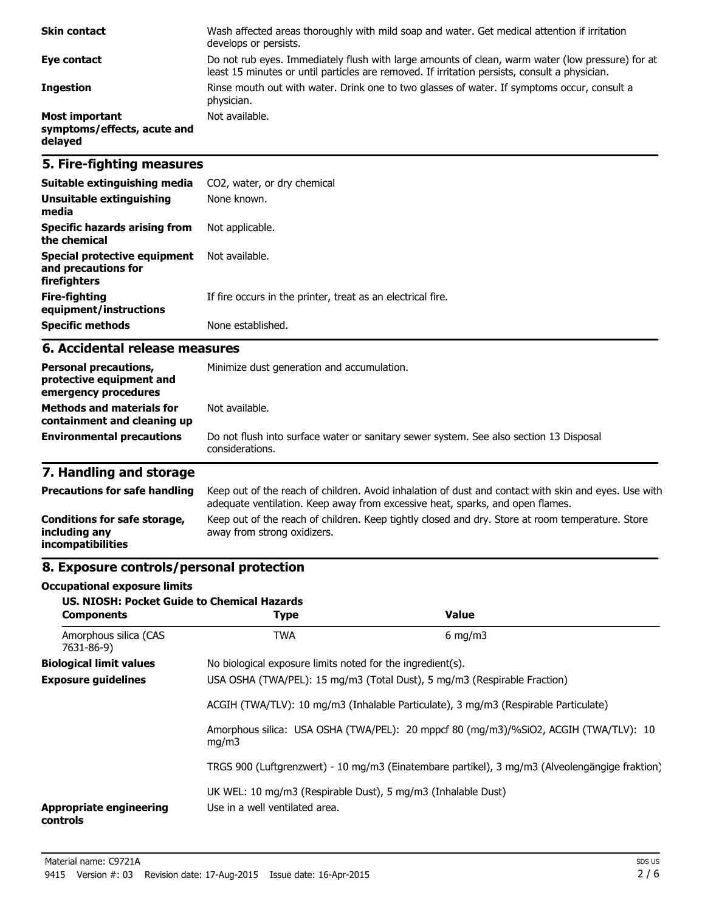| | |
|---|---|
| **Skin contact** | Wash affected areas thoroughly with mild soap and water. Get medical attention if irritation develops or persists. |
| **Eye contact** | Do not rub eyes. Immediately flush with large amounts of clean, warm water (low pressure) for at least 15 minutes or until particles are removed. If irritation persists, consult a physician. |
| **Ingestion** | Rinse mouth out with water. Drink one to two glasses of water. If symptoms occur, consult a physician. |
| **Most important symptoms/effects, acute and delayed** | Not available. |

## 5. Fire-fighting measures

| | |
|---|---|
| **Suitable extinguishing media** | $CO_2$, water, or dry chemical |
| **Unsuitable extinguishing media** | None known. |
| **Specific hazards arising from the chemical** | Not applicable. |
| **Special protective equipment and precautions for firefighters** | Not available. |
| **Fire-fighting equipment/instructions** | If fire occurs in the printer, treat as an electrical fire. |
| **Specific methods** | None established. |

## 6. Accidental release measures

| | |
|---|---|
| **Personal precautions, protective equipment and emergency procedures** | Minimize dust generation and accumulation. |
| **Methods and materials for containment and cleaning up** | Not available. |
| **Environmental precautions** | Do not flush into surface water or sanitary sewer system. See also section 13 Disposal considerations. |

## 7. Handling and storage

| | |
|---|---|
| **Precautions for safe handling** | Keep out of the reach of children. Avoid inhalation of dust and contact with skin and eyes. Use with adequate ventilation. Keep away from excessive heat, sparks, and open flames. |
| **Conditions for safe storage, including any incompatibilities** | Keep out of the reach of children. Keep tightly closed and dry. Store at room temperature. Store away from strong oxidizers. |

## 8. Exposure controls/personal protection

**Occupational exposure limits**

**US. NIOSH: Pocket Guide to Chemical Hazards**

| Components | Type | Value |
|---|---|---|
| Amorphous silica (CAS 7631-86-9) | TWA | 6 mg/m3 |

**Biological limit values** No biological exposure limits noted for the ingredient(s).

**Exposure guidelines** USA OSHA (TWA/PEL): 15 mg/m3 (Total Dust), 5 mg/m3 (Respirable Fraction)

ACGIH (TWA/TLV): 10 mg/m3 (Inhalable Particulate), 3 mg/m3 (Respirable Particulate)

Amorphous silica: USA OSHA (TWA/PEL): 20 mppcf 80 (mg/m3)/%$SiO_2$, ACGIH (TWA/TLV): 10 mg/m3

TRGS 900 (Luftgrenzwert) - 10 mg/m3 (Einatembare partikel), 3 mg/m3 (Alveolengängige fraktion)

UK WEL: 10 mg/m3 (Respirable Dust), 5 mg/m3 (Inhalable Dust)

**Appropriate engineering controls** Use in a well ventilated area.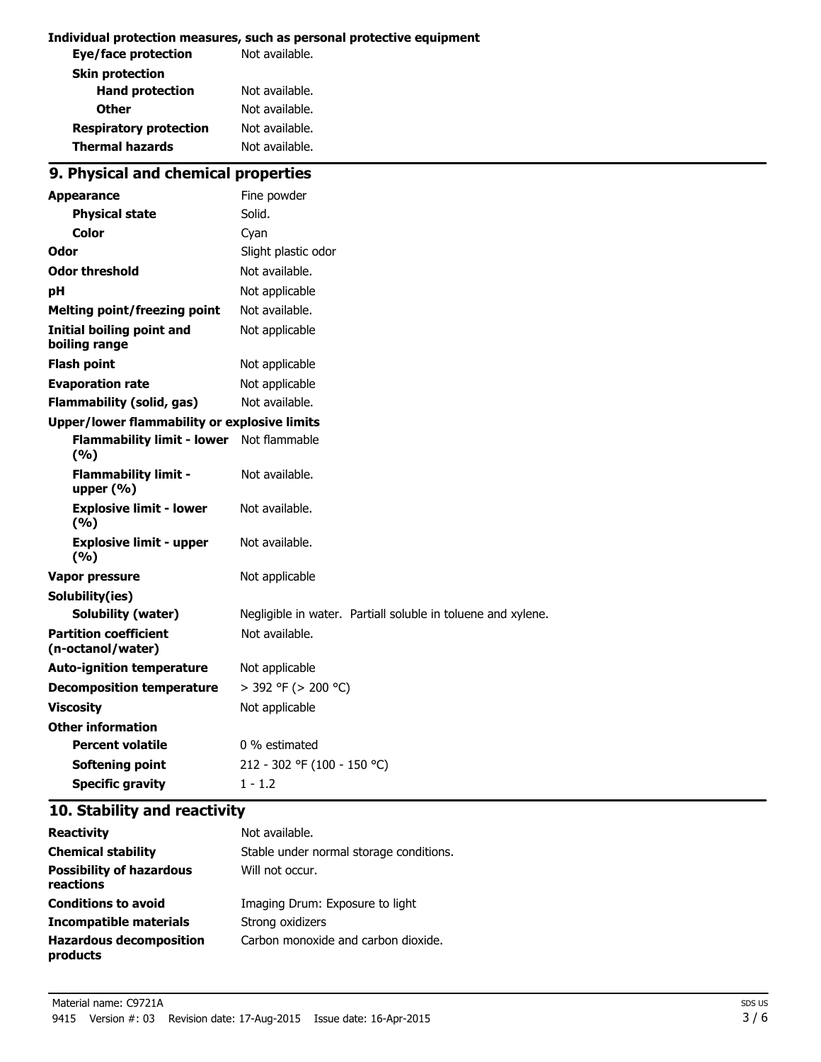**Individual protection measures, such as personal protective equipment**

| | |
|---|---|
| **Eye/face protection** | Not available. |
| **Skin protection** | |
| **Hand protection** | Not available. |
| **Other** | Not available. |
| **Respiratory protection** | Not available. |
| **Thermal hazards** | Not available. |

## 9. Physical and chemical properties

| | |
|---|---|
| **Appearance** | Fine powder |
| **Physical state** | Solid. |
| **Color** | Cyan |
| **Odor** | Slight plastic odor |
| **Odor threshold** | Not available. |
| **pH** | Not applicable |
| **Melting point/freezing point** | Not available. |
| **Initial boiling point and boiling range** | Not applicable |
| **Flash point** | Not applicable |
| **Evaporation rate** | Not applicable |
| **Flammability (solid, gas)** | Not available. |
| **Upper/lower flammability or explosive limits** | |
| **Flammability limit - lower (%)** | Not flammable |
| **Flammability limit - upper (%)** | Not available. |
| **Explosive limit - lower (%)** | Not available. |
| **Explosive limit - upper (%)** | Not available. |
| **Vapor pressure** | Not applicable |
| **Solubility(ies)** | |
| **Solubility (water)** | Negligible in water. Partiall soluble in toluene and xylene. |
| **Partition coefficient (n-octanol/water)** | Not available. |
| **Auto-ignition temperature** | Not applicable |
| **Decomposition temperature** | > 392 °F (> 200 °C) |
| **Viscosity** | Not applicable |
| **Other information** | |
| **Percent volatile** | 0 % estimated |
| **Softening point** | 212 - 302 °F (100 - 150 °C) |
| **Specific gravity** | 1 - 1.2 |

## 10. Stability and reactivity

| | |
|---|---|
| **Reactivity** | Not available. |
| **Chemical stability** | Stable under normal storage conditions. |
| **Possibility of hazardous reactions** | Will not occur. |
| **Conditions to avoid** | Imaging Drum: Exposure to light |
| **Incompatible materials** | Strong oxidizers |
| **Hazardous decomposition products** | Carbon monoxide and carbon dioxide. |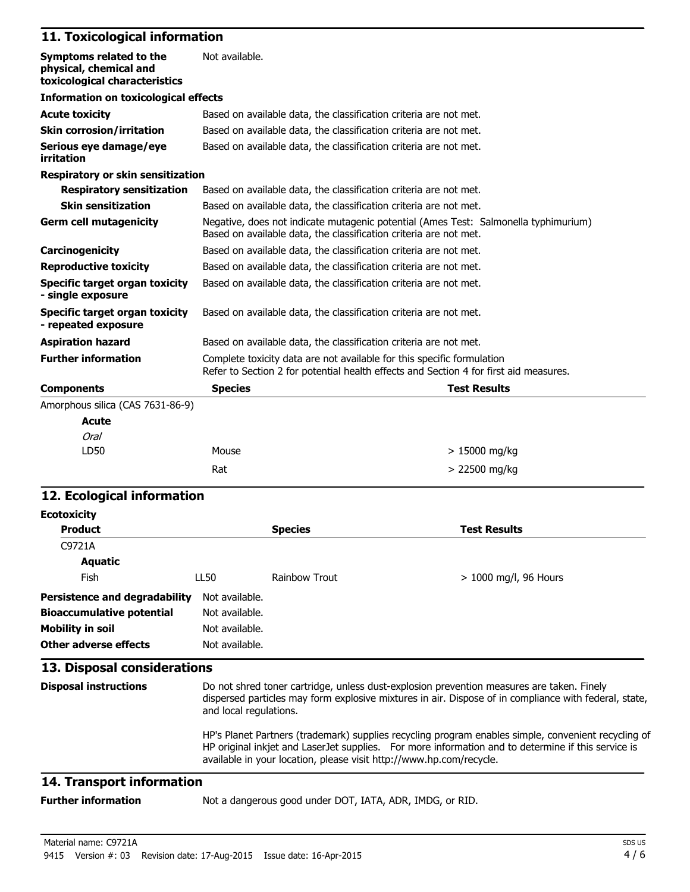## 11. Toxicological information

| | |
|---|---|
| **Symptoms related to the physical, chemical and toxicological characteristics** | Not available. |

**Information on toxicological effects**

| | |
|---|---|
| **Acute toxicity** | Based on available data, the classification criteria are not met. |
| **Skin corrosion/irritation** | Based on available data, the classification criteria are not met. |
| **Serious eye damage/eye irritation** | Based on available data, the classification criteria are not met. |

**Respiratory or skin sensitization**

| | |
|---|---|
| **Respiratory sensitization** | Based on available data, the classification criteria are not met. |
| **Skin sensitization** | Based on available data, the classification criteria are not met. |
| **Germ cell mutagenicity** | Negative, does not indicate mutagenic potential (Ames Test: Salmonella typhimurium) Based on available data, the classification criteria are not met. |
| **Carcinogenicity** | Based on available data, the classification criteria are not met. |
| **Reproductive toxicity** | Based on available data, the classification criteria are not met. |
| **Specific target organ toxicity - single exposure** | Based on available data, the classification criteria are not met. |
| **Specific target organ toxicity - repeated exposure** | Based on available data, the classification criteria are not met. |
| **Aspiration hazard** | Based on available data, the classification criteria are not met. |
| **Further information** | Complete toxicity data are not available for this specific formulation Refer to Section 2 for potential health effects and Section 4 for first aid measures. |

| **Components** | **Species** | **Test Results** |
|---|---|---|
| Amorphous silica (CAS 7631-86-9) | | |
| **Acute** | | |
| *Oral* | | |
| LD50 | Mouse | > 15000 mg/kg |
| | Rat | > 22500 mg/kg |

## 12. Ecological information

**Ecotoxicity**

| **Product** | | **Species** | **Test Results** |
|---|---|---|---|
| C9721A | | | |
| **Aquatic** | | | |
| Fish | LL50 | Rainbow Trout | > 1000 mg/l, 96 Hours |

| | |
|---|---|
| **Persistence and degradability** | Not available. |
| **Bioaccumulative potential** | Not available. |
| **Mobility in soil** | Not available. |
| **Other adverse effects** | Not available. |

## 13. Disposal considerations

**Disposal instructions**

Do not shred toner cartridge, unless dust-explosion prevention measures are taken. Finely dispersed particles may form explosive mixtures in air. Dispose of in compliance with federal, state, and local regulations.

HP's Planet Partners (trademark) supplies recycling program enables simple, convenient recycling of HP original inkjet and LaserJet supplies. For more information and to determine if this service is available in your location, please visit http://www.hp.com/recycle.

## 14. Transport information

**Further information** Not a dangerous good under DOT, IATA, ADR, IMDG, or RID.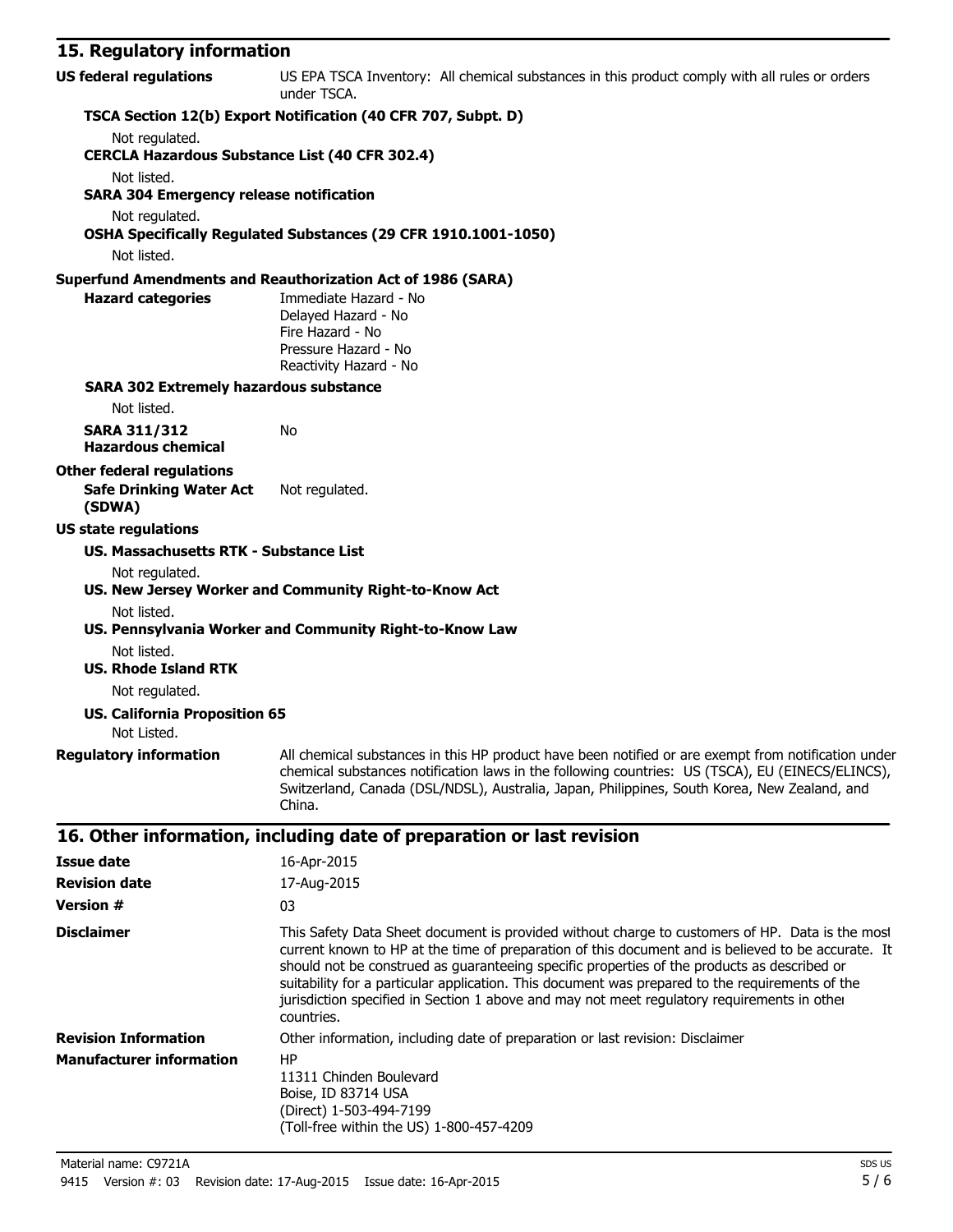## 15. Regulatory information

**US federal regulations** US EPA TSCA Inventory: All chemical substances in this product comply with all rules or orders under TSCA.

**TSCA Section 12(b) Export Notification (40 CFR 707, Subpt. D)**

Not regulated.

**CERCLA Hazardous Substance List (40 CFR 302.4)**

Not listed.

**SARA 304 Emergency release notification**

Not regulated.

**OSHA Specifically Regulated Substances (29 CFR 1910.1001-1050)**

Not listed.

**Superfund Amendments and Reauthorization Act of 1986 (SARA)**

**Hazard categories**
Immediate Hazard - No
Delayed Hazard - No
Fire Hazard - No
Pressure Hazard - No
Reactivity Hazard - No

**SARA 302 Extremely hazardous substance**

Not listed.

**SARA 311/312 Hazardous chemical** No

**Other federal regulations**

**Safe Drinking Water Act (SDWA)** Not regulated.

**US state regulations**

**US. Massachusetts RTK - Substance List**

Not regulated.

**US. New Jersey Worker and Community Right-to-Know Act**

Not listed.

**US. Pennsylvania Worker and Community Right-to-Know Law**

Not listed.

**US. Rhode Island RTK**

Not regulated.

**US. California Proposition 65**

Not Listed.

**Regulatory information** All chemical substances in this HP product have been notified or are exempt from notification under chemical substances notification laws in the following countries: US (TSCA), EU (EINECS/ELINCS), Switzerland, Canada (DSL/NDSL), Australia, Japan, Philippines, South Korea, New Zealand, and China.

## 16. Other information, including date of preparation or last revision

**Issue date** 16-Apr-2015

**Revision date** 17-Aug-2015

**Version #** 03

**Disclaimer** This Safety Data Sheet document is provided without charge to customers of HP. Data is the most current known to HP at the time of preparation of this document and is believed to be accurate. It should not be construed as guaranteeing specific properties of the products as described or suitability for a particular application. This document was prepared to the requirements of the jurisdiction specified in Section 1 above and may not meet regulatory requirements in other countries.

**Revision Information** Other information, including date of preparation or last revision: Disclaimer

**Manufacturer information**
HP
11311 Chinden Boulevard
Boise, ID 83714 USA
(Direct) 1-503-494-7199
(Toll-free within the US) 1-800-457-4209

Material name: C9721A
9415 Version #: 03 Revision date: 17-Aug-2015 Issue date: 16-Apr-2015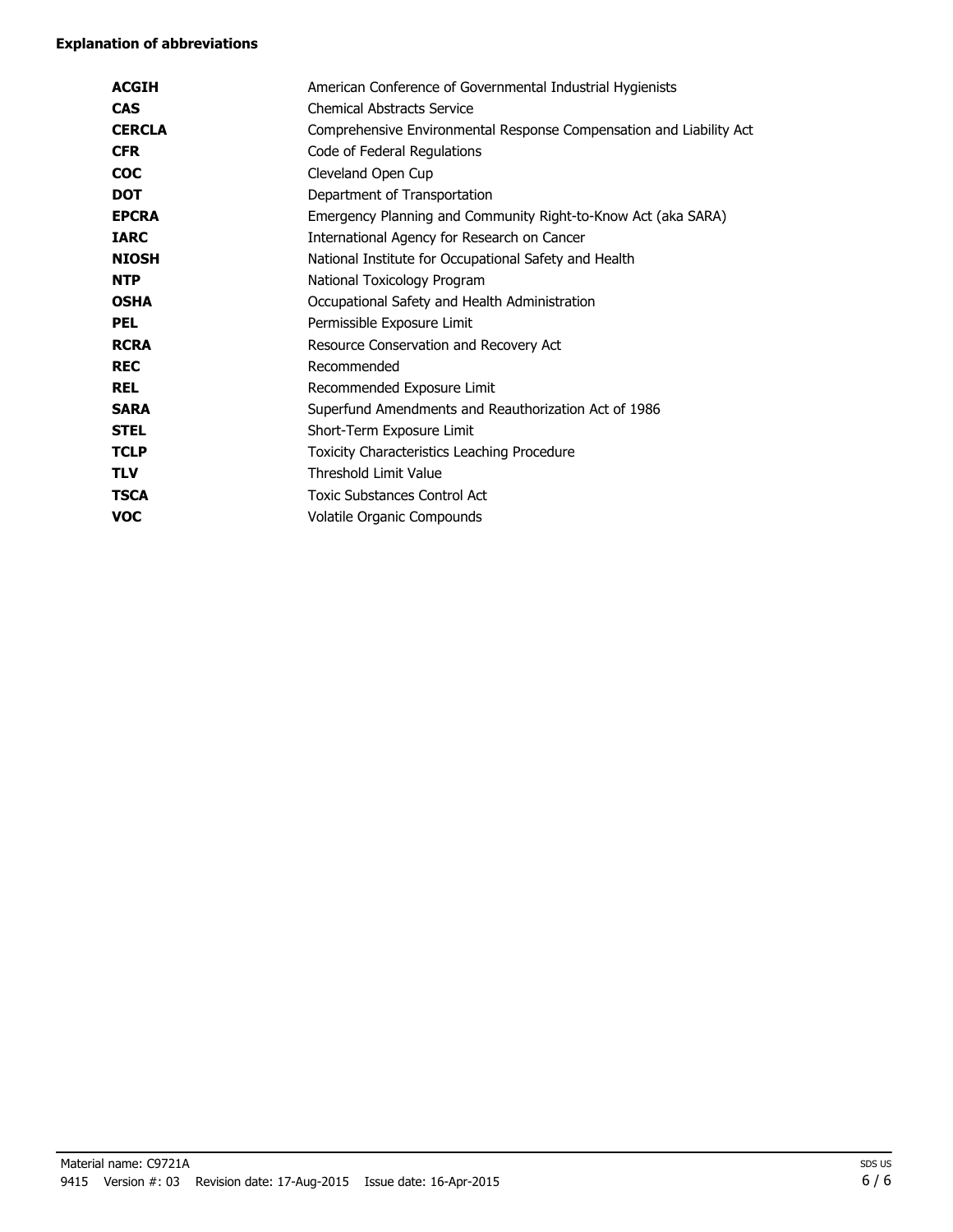**Explanation of abbreviations**

| | |
|---|---|
| **ACGIH** | American Conference of Governmental Industrial Hygienists |
| **CAS** | Chemical Abstracts Service |
| **CERCLA** | Comprehensive Environmental Response Compensation and Liability Act |
| **CFR** | Code of Federal Regulations |
| **COC** | Cleveland Open Cup |
| **DOT** | Department of Transportation |
| **EPCRA** | Emergency Planning and Community Right-to-Know Act (aka SARA) |
| **IARC** | International Agency for Research on Cancer |
| **NIOSH** | National Institute for Occupational Safety and Health |
| **NTP** | National Toxicology Program |
| **OSHA** | Occupational Safety and Health Administration |
| **PEL** | Permissible Exposure Limit |
| **RCRA** | Resource Conservation and Recovery Act |
| **REC** | Recommended |
| **REL** | Recommended Exposure Limit |
| **SARA** | Superfund Amendments and Reauthorization Act of 1986 |
| **STEL** | Short-Term Exposure Limit |
| **TCLP** | Toxicity Characteristics Leaching Procedure |
| **TLV** | Threshold Limit Value |
| **TSCA** | Toxic Substances Control Act |
| **VOC** | Volatile Organic Compounds |